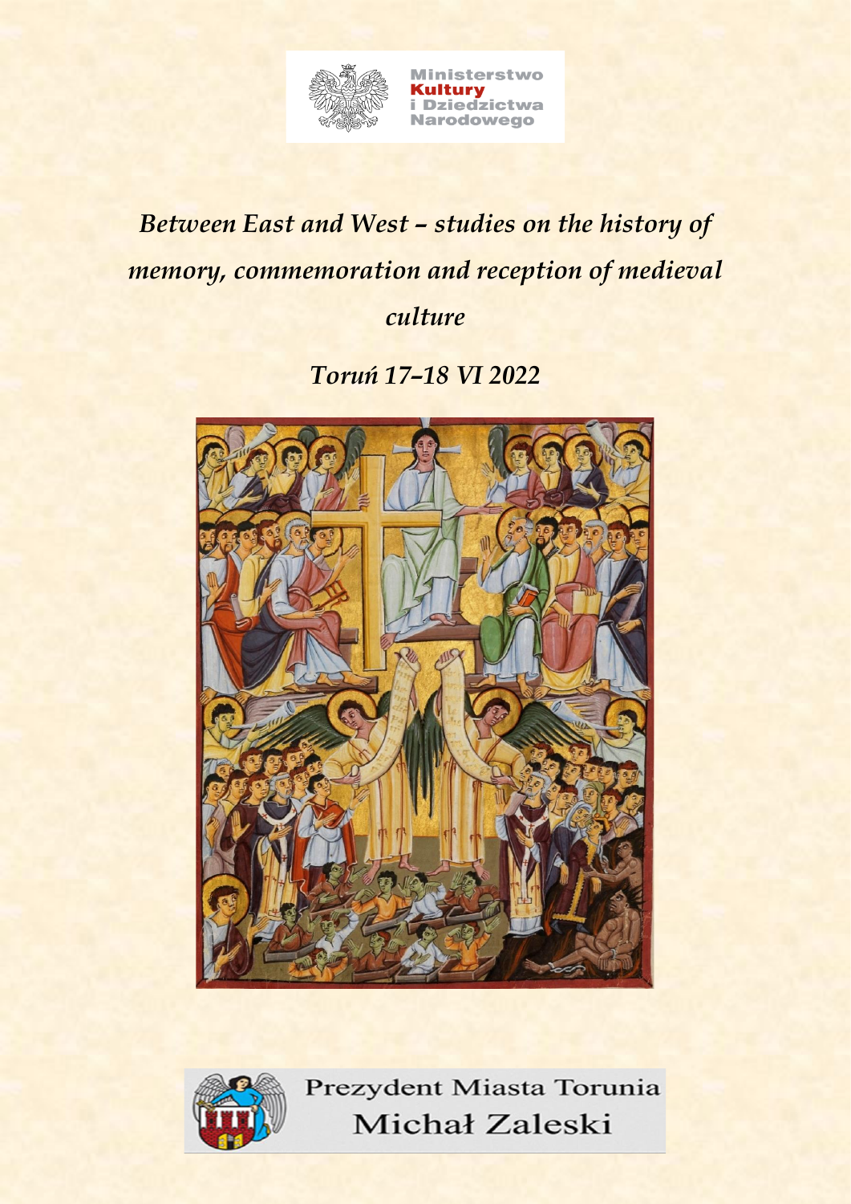Ministerstwo Kultury i Dziedzictwa Narodowego

# *Between East and West – studies on the history of memory, commemoration and reception of medieval culture*

## *Toruń 17–18 VI 2022*

Prezydent Miasta Torunia Michał Zaleski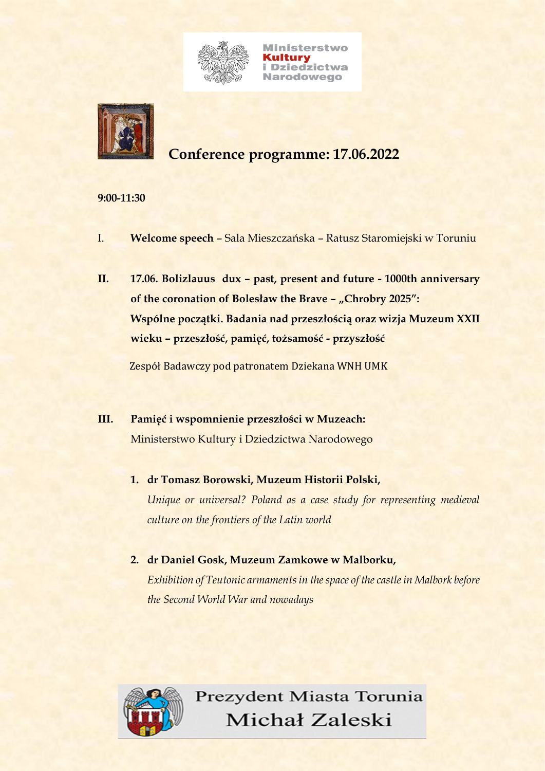Ministerstwo Kultury i Dziedzictwa Narodowego

# Conference programme: 17.06.2022

**9:00-11:30**

I. **Welcome speech** – Sala Mieszczańska – Ratusz Staromiejski w Toruniu

II. **17.06. Bolizlauus dux – past, present and future - 1000th anniversary of the coronation of Bolesław the Brave – „Chrobry 2025": Wspólne początki. Badania nad przeszłością oraz wizja Muzeum XXII wieku – przeszłość, pamięć, tożsamość - przyszłość**

Zespół Badawczy pod patronatem Dziekana WNH UMK

III. **Pamięć i wspomnienie przeszłości w Muzeach:**
Ministerstwo Kultury i Dziedzictwa Narodowego

1. **dr Tomasz Borowski, Muzeum Historii Polski,**
   *Unique or universal? Poland as a case study for representing medieval culture on the frontiers of the Latin world*

2. **dr Daniel Gosk, Muzeum Zamkowe w Malborku,**
   *Exhibition of Teutonic armaments in the space of the castle in Malbork before the Second World War and nowadays*

Prezydent Miasta Torunia
Michał Zaleski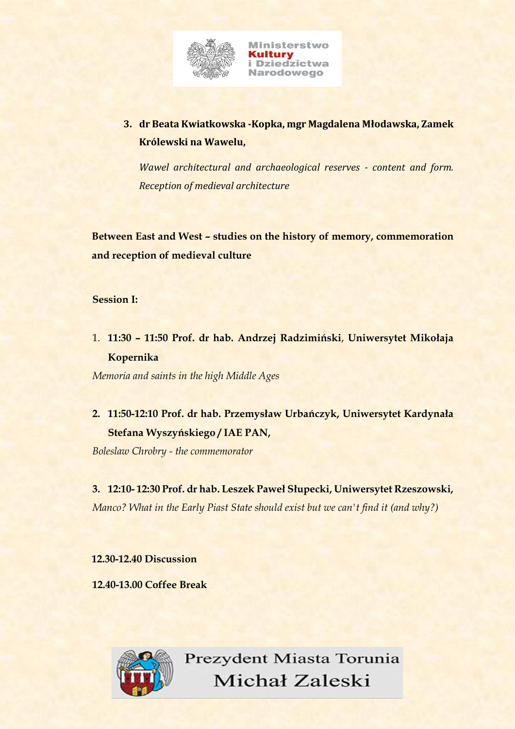3. **dr Beata Kwiatkowska -Kopka, mgr Magdalena Młodawska, Zamek Królewski na Wawelu,**

   *Wawel architectural and archaeological reserves - content and form. Reception of medieval architecture*

**Between East and West – studies on the history of memory, commemoration and reception of medieval culture**

**Session I:**

1. **11:30 – 11:50 Prof. dr hab. Andrzej Radzimiński**, **Uniwersytet Mikołaja Kopernika**

*Memoria and saints in the high Middle Ages*

2. **11:50-12:10 Prof. dr hab. Przemysław Urbańczyk, Uniwersytet Kardynała Stefana Wyszyńskiego / IAE PAN,**

*Boleslaw Chrobry - the commemorator*

3. **12:10- 12:30 Prof. dr hab. Leszek Paweł Słupecki, Uniwersytet Rzeszowski,**

*Manco? What in the Early Piast State should exist but we can't find it (and why?)*

**12.30-12.40 Discussion**

**12.40-13.00 Coffee Break**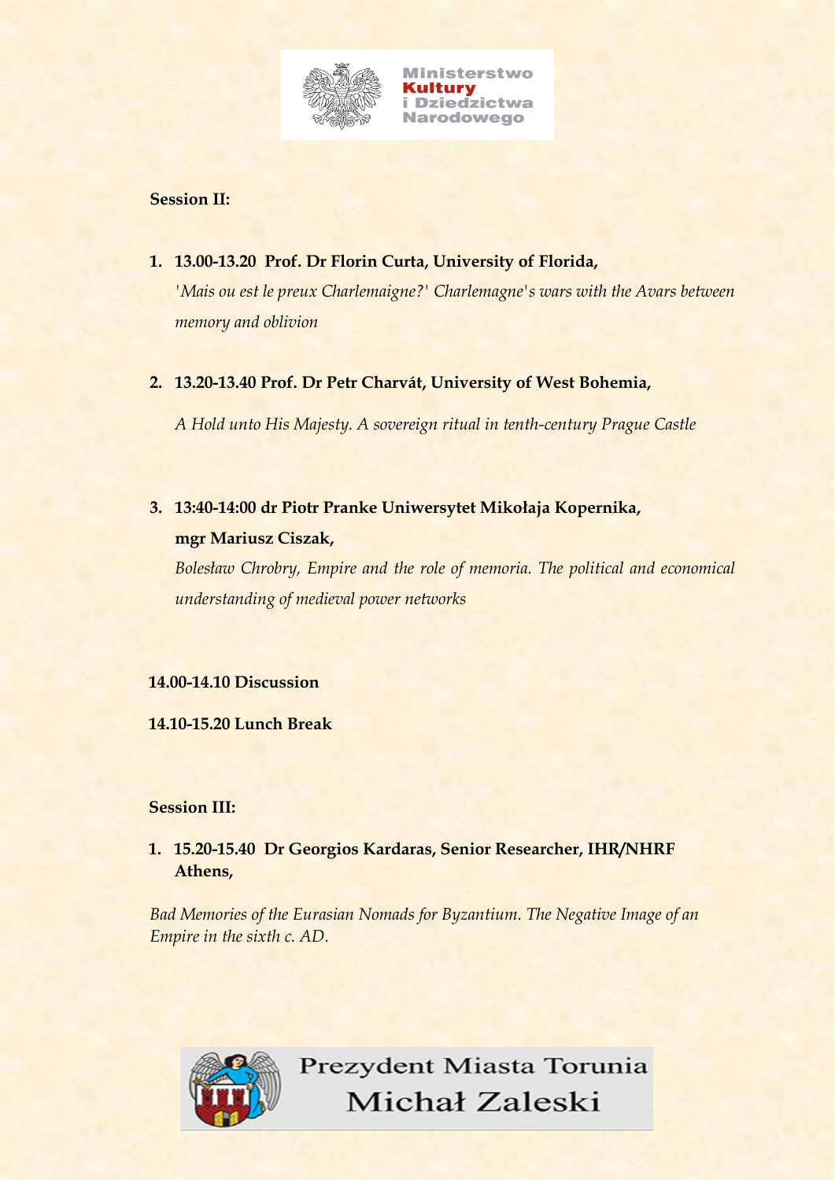Ministerstwo Kultury i Dziedzictwa Narodowego

**Session II:**

1. **13.00-13.20 Prof. Dr Florin Curta, University of Florida,**
   *'Mais ou est le preux Charlemaigne?' Charlemagne's wars with the Avars between memory and oblivion*

2. **13.20-13.40 Prof. Dr Petr Charvát, University of West Bohemia,**
   *A Hold unto His Majesty. A sovereign ritual in tenth-century Prague Castle*

3. **13:40-14:00 dr Piotr Pranke Uniwersytet Mikołaja Kopernika, mgr Mariusz Ciszak,**
   *Bolesław Chrobry, Empire and the role of memoria. The political and economical understanding of medieval power networks*

**14.00-14.10 Discussion**

**14.10-15.20 Lunch Break**

**Session III:**

1. **15.20-15.40 Dr Georgios Kardaras, Senior Researcher, IHR/NHRF Athens,**

*Bad Memories of the Eurasian Nomads for Byzantium. The Negative Image of an Empire in the sixth c. AD.*

Prezydent Miasta Torunia Michał Zaleski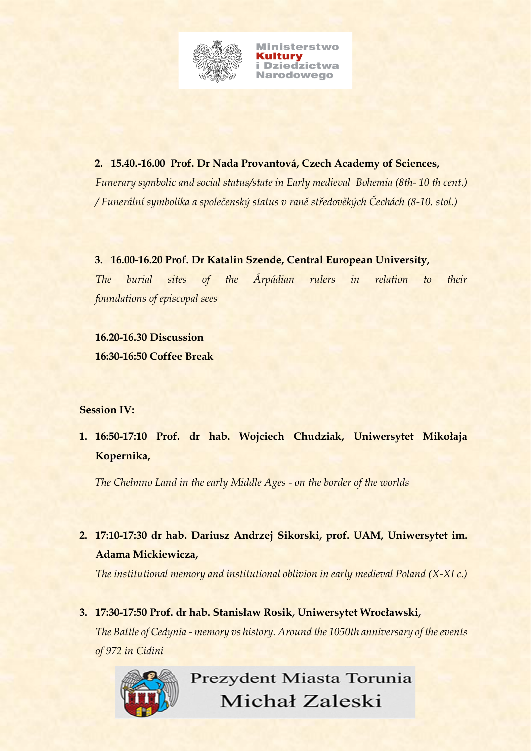**Ministerstwo Kultury i Dziedzictwa Narodowego**

2. **15.40.-16.00 Prof. Dr Nada Provantová, Czech Academy of Sciences,**
   *Funerary symbolic and social status/state in Early medieval Bohemia (8th- 10 th cent.) / Funerální symbolika a společenský status v raně středověkých Čechách (8-10. stol.)*

3. **16.00-16.20 Prof. Dr Katalin Szende, Central European University,**
   *The burial sites of the Árpádian rulers in relation to their foundations of episcopal sees*

**16.20-16.30 Discussion**
**16:30-16:50 Coffee Break**

**Session IV:**

1. **16:50-17:10 Prof. dr hab. Wojciech Chudziak, Uniwersytet Mikołaja Kopernika,**

   *The Chełmno Land in the early Middle Ages - on the border of the worlds*

2. **17:10-17:30 dr hab. Dariusz Andrzej Sikorski, prof. UAM, Uniwersytet im. Adama Mickiewicza,**
   *The institutional memory and institutional oblivion in early medieval Poland (X-XI c.)*

3. **17:30-17:50 Prof. dr hab. Stanisław Rosik, Uniwersytet Wrocławski,**
   *The Battle of Cedynia - memory vs history. Around the 1050th anniversary of the events of 972 in Cidini*

Prezydent Miasta Torunia Michał Zaleski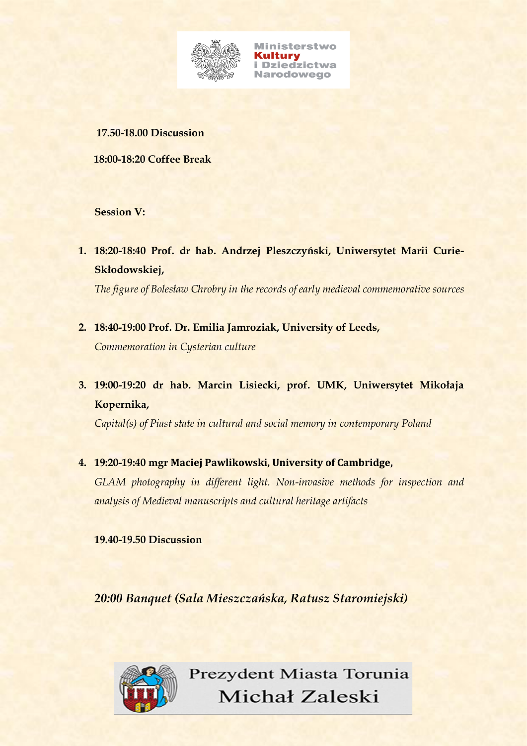**17.50-18.00 Discussion**

**18:00-18:20 Coffee Break**

**Session V:**

1. **18:20-18:40 Prof. dr hab. Andrzej Pleszczyński, Uniwersytet Marii Curie-Skłodowskiej,**

   *The figure of Bolesław Chrobry in the records of early medieval commemorative sources*

2. **18:40-19:00 Prof. Dr. Emilia Jamroziak, University of Leeds,**

   *Commemoration in Cysterian culture*

3. **19:00-19:20 dr hab. Marcin Lisiecki, prof. UMK, Uniwersytet Mikołaja Kopernika,**

   *Capital(s) of Piast state in cultural and social memory in contemporary Poland*

4. **19:20-19:40 mgr Maciej Pawlikowski, University of Cambridge,**

   *GLAM photography in different light. Non-invasive methods for inspection and analysis of Medieval manuscripts and cultural heritage artifacts*

**19.40-19.50 Discussion**

***20:00 Banquet (Sala Mieszczańska, Ratusz Staromiejski)***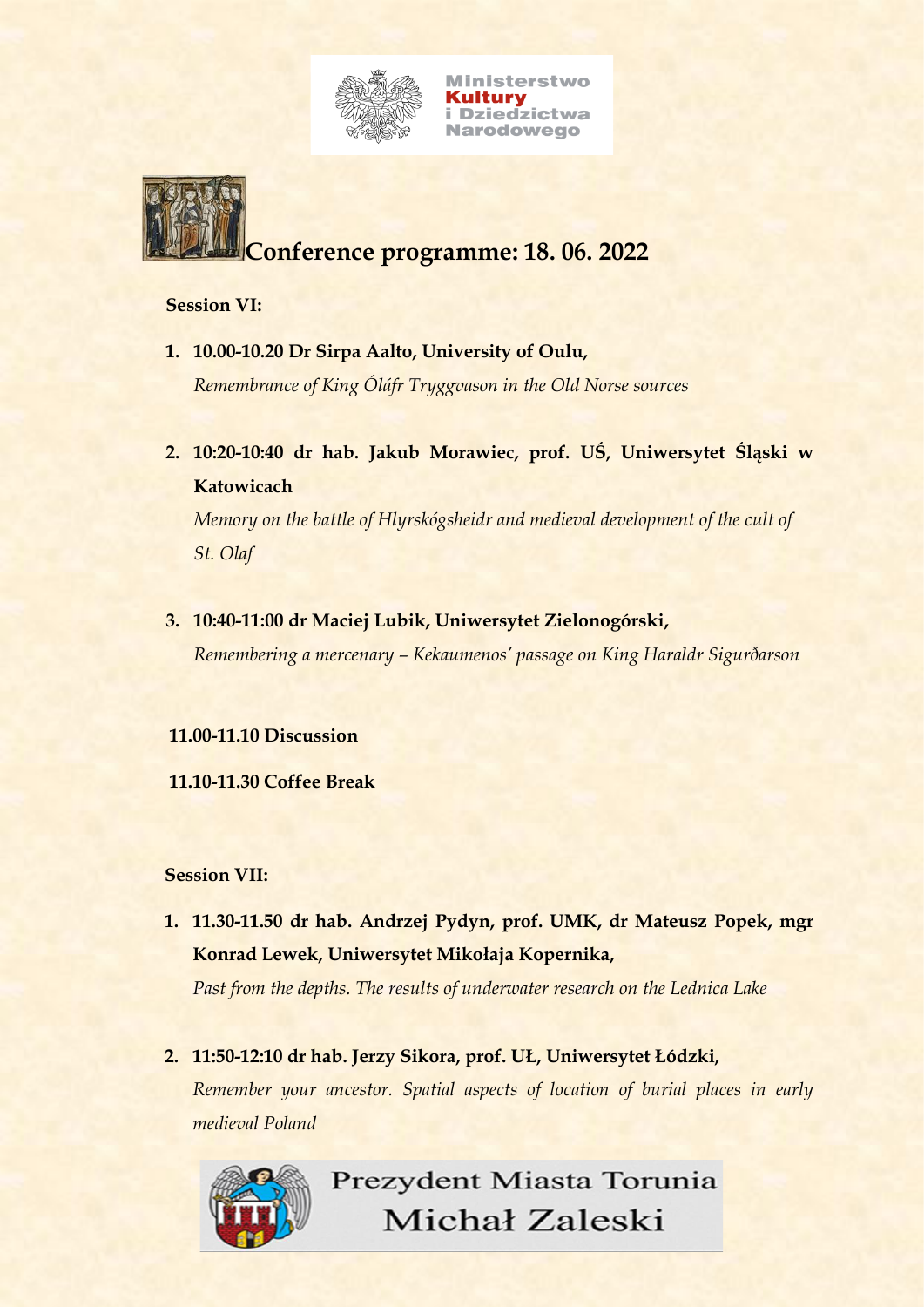Ministerstwo Kultury i Dziedzictwa Narodowego

# Conference programme: 18. 06. 2022

**Session VI:**

1. **10.00-10.20 Dr Sirpa Aalto, University of Oulu,**
   *Remembrance of King Óláfr Tryggvason in the Old Norse sources*

2. **10:20-10:40 dr hab. Jakub Morawiec, prof. UŚ, Uniwersytet Śląski w Katowicach**
   *Memory on the battle of Hlyrskógsheidr and medieval development of the cult of St. Olaf*

3. **10:40-11:00 dr Maciej Lubik, Uniwersytet Zielonogórski,**
   *Remembering a mercenary – Kekaumenos' passage on King Haraldr Sigurðarson*

**11.00-11.10 Discussion**

**11.10-11.30 Coffee Break**

**Session VII:**

1. **11.30-11.50 dr hab. Andrzej Pydyn, prof. UMK, dr Mateusz Popek, mgr Konrad Lewek, Uniwersytet Mikołaja Kopernika,**
   *Past from the depths. The results of underwater research on the Lednica Lake*

2. **11:50-12:10 dr hab. Jerzy Sikora, prof. UŁ, Uniwersytet Łódzki,**
   *Remember your ancestor. Spatial aspects of location of burial places in early medieval Poland*

Prezydent Miasta Torunia Michał Zaleski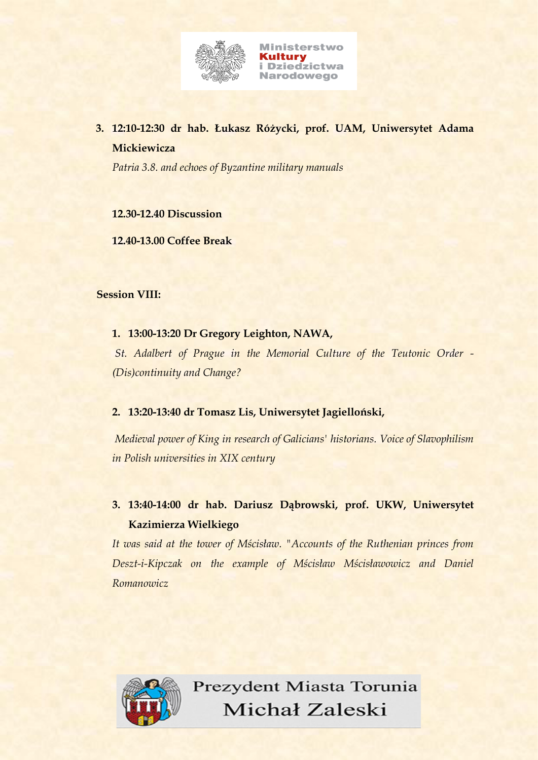3. **12:10-12:30 dr hab. Łukasz Różycki, prof. UAM, Uniwersytet Adama Mickiewicza**

   *Patria 3.8. and echoes of Byzantine military manuals*

**12.30-12.40 Discussion**

**12.40-13.00 Coffee Break**

**Session VIII:**

1. **13:00-13:20 Dr Gregory Leighton, NAWA,**

   *St. Adalbert of Prague in the Memorial Culture of the Teutonic Order - (Dis)continuity and Change?*

2. **13:20-13:40 dr Tomasz Lis, Uniwersytet Jagielloński,**

   *Medieval power of King in research of Galicians' historians. Voice of Slavophilism in Polish universities in XIX century*

3. **13:40-14:00 dr hab. Dariusz Dąbrowski, prof. UKW, Uniwersytet Kazimierza Wielkiego**

   *It was said at the tower of Mścisław. "Accounts of the Ruthenian princes from Deszt-i-Kipczak on the example of Mścisław Mścisławowicz and Daniel Romanowicz*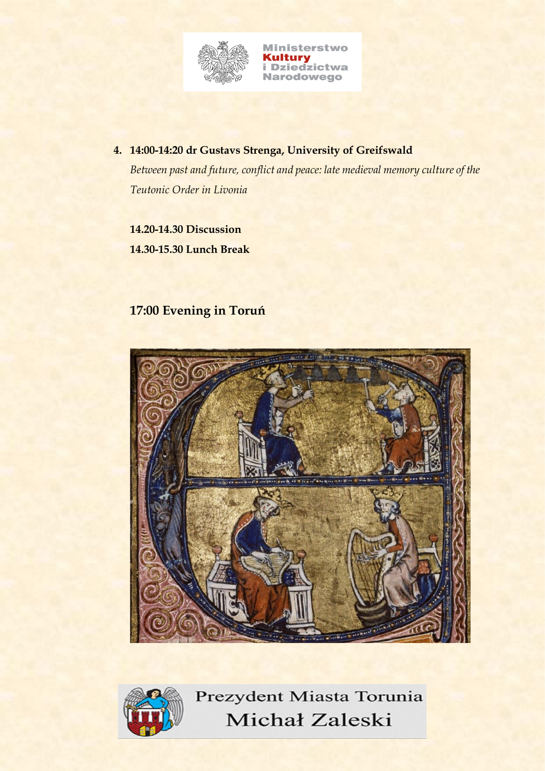4. **14:00-14:20 dr Gustavs Strenga, University of Greifswald**
   *Between past and future, conflict and peace: late medieval memory culture of the Teutonic Order in Livonia*

   **14.20-14.30 Discussion**

   **14.30-15.30 Lunch Break**

## 17:00 Evening in Toruń